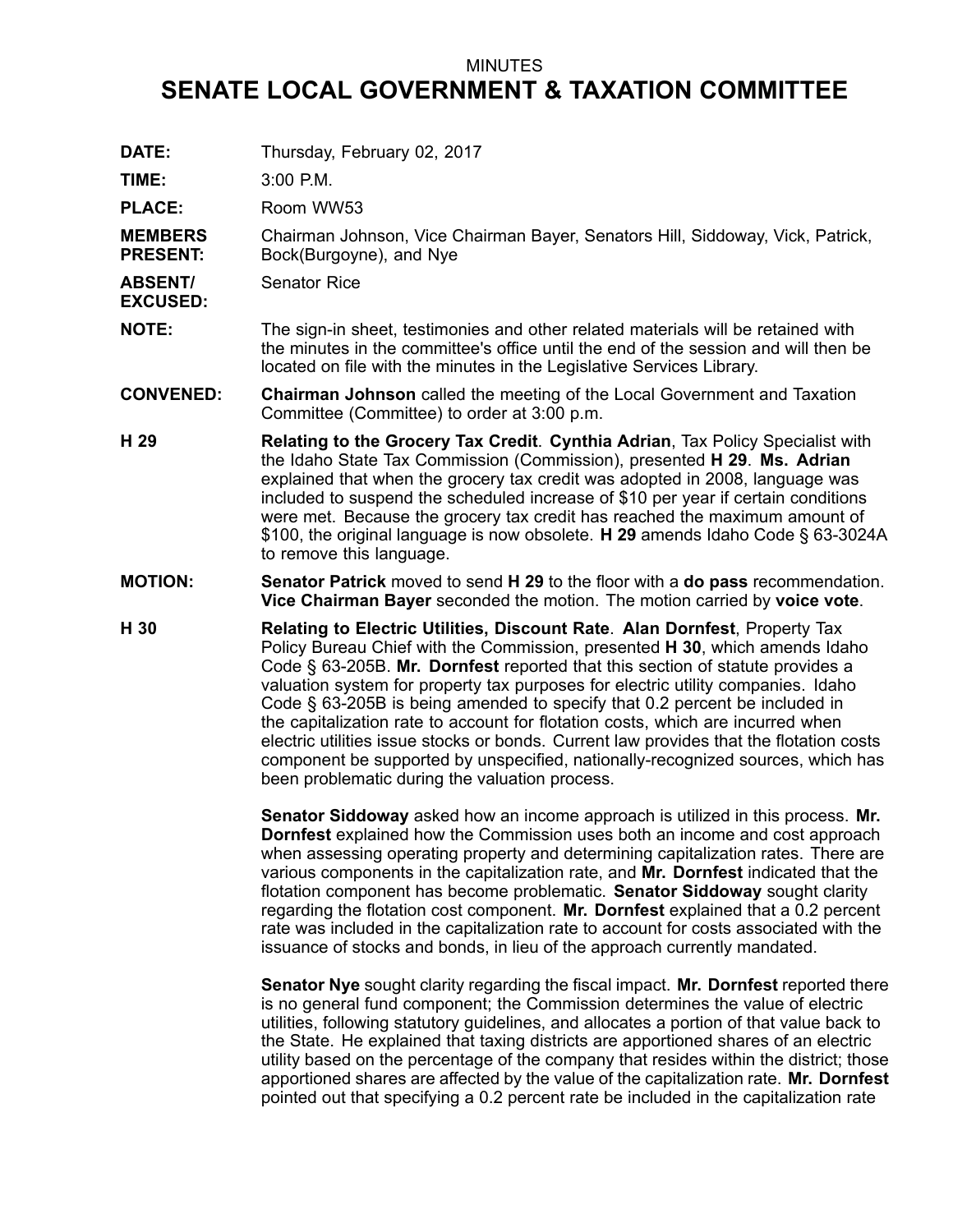MINUTES

# SENATE LOCAL GOVERNMENT & TAXATION COMMITTEE

**DATE:** Thursday, February 02, 2017

**TIME:** 3:00 P.M.

**PLACE:** Room WW53

**MEMBERS PRESENT:** Chairman Johnson, Vice Chairman Bayer, Senators Hill, Siddoway, Vick, Patrick, Bock(Burgoyne), and Nye

**ABSENT/ EXCUSED:** Senator Rice

**NOTE:** The sign-in sheet, testimonies and other related materials will be retained with the minutes in the committee's office until the end of the session and will then be located on file with the minutes in the Legislative Services Library.

**CONVENED:** **Chairman Johnson** called the meeting of the Local Government and Taxation Committee (Committee) to order at 3:00 p.m.

**H 29** **Relating to the Grocery Tax Credit**. **Cynthia Adrian**, Tax Policy Specialist with the Idaho State Tax Commission (Commission), presented **H 29**. **Ms. Adrian** explained that when the grocery tax credit was adopted in 2008, language was included to suspend the scheduled increase of $10 per year if certain conditions were met. Because the grocery tax credit has reached the maximum amount of $100, the original language is now obsolete. **H 29** amends Idaho Code § 63-3024A to remove this language.

**MOTION:** **Senator Patrick** moved to send **H 29** to the floor with a **do pass** recommendation. **Vice Chairman Bayer** seconded the motion. The motion carried by **voice vote**.

**H 30** **Relating to Electric Utilities, Discount Rate**. **Alan Dornfest**, Property Tax Policy Bureau Chief with the Commission, presented **H 30**, which amends Idaho Code § 63-205B. **Mr. Dornfest** reported that this section of statute provides a valuation system for property tax purposes for electric utility companies. Idaho Code § 63-205B is being amended to specify that 0.2 percent be included in the capitalization rate to account for flotation costs, which are incurred when electric utilities issue stocks or bonds. Current law provides that the flotation costs component be supported by unspecified, nationally-recognized sources, which has been problematic during the valuation process.

**Senator Siddoway** asked how an income approach is utilized in this process. **Mr. Dornfest** explained how the Commission uses both an income and cost approach when assessing operating property and determining capitalization rates. There are various components in the capitalization rate, and **Mr. Dornfest** indicated that the flotation component has become problematic. **Senator Siddoway** sought clarity regarding the flotation cost component. **Mr. Dornfest** explained that a 0.2 percent rate was included in the capitalization rate to account for costs associated with the issuance of stocks and bonds, in lieu of the approach currently mandated.

**Senator Nye** sought clarity regarding the fiscal impact. **Mr. Dornfest** reported there is no general fund component; the Commission determines the value of electric utilities, following statutory guidelines, and allocates a portion of that value back to the State. He explained that taxing districts are apportioned shares of an electric utility based on the percentage of the company that resides within the district; those apportioned shares are affected by the value of the capitalization rate. **Mr. Dornfest** pointed out that specifying a 0.2 percent rate be included in the capitalization rate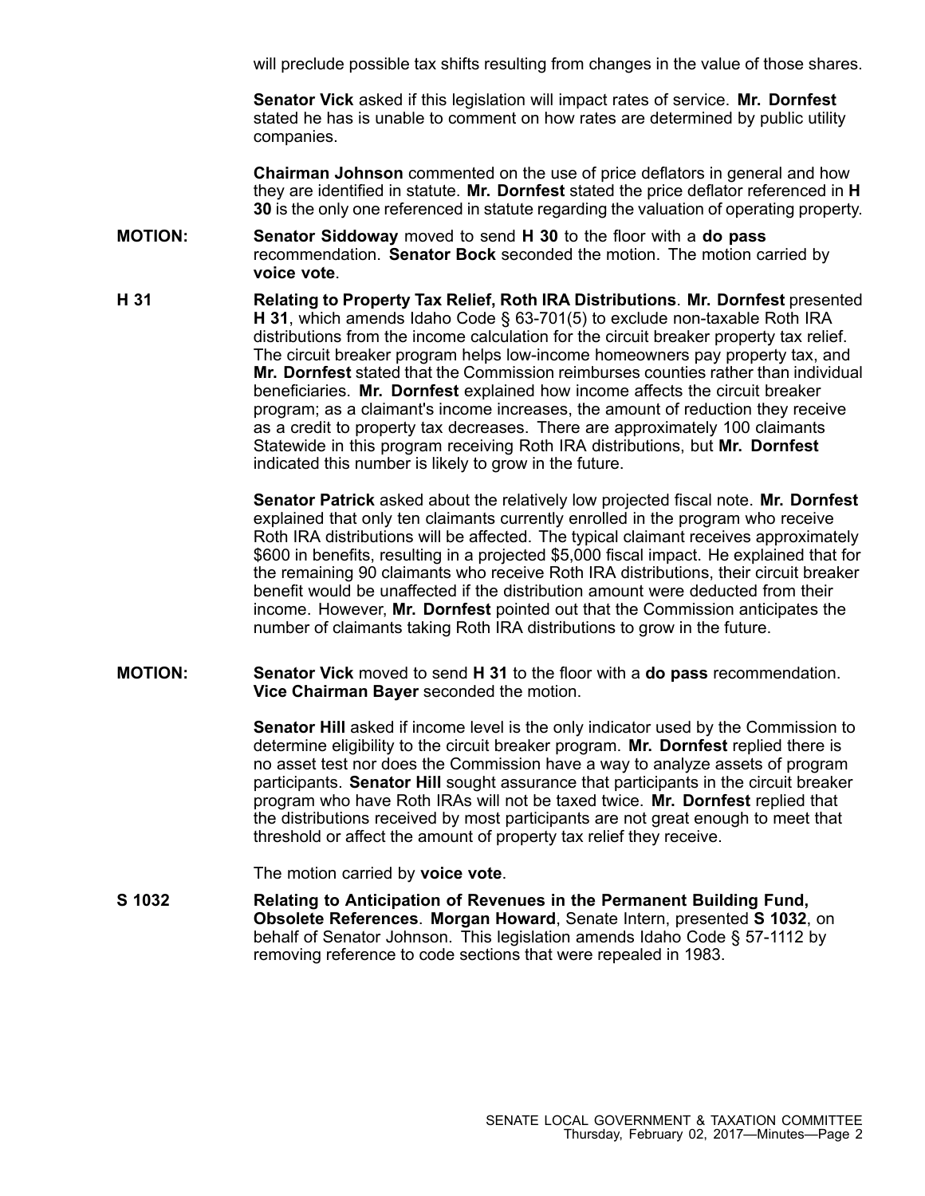will preclude possible tax shifts resulting from changes in the value of those shares.

**Senator Vick** asked if this legislation will impact rates of service. **Mr. Dornfest** stated he has is unable to comment on how rates are determined by public utility companies.

**Chairman Johnson** commented on the use of price deflators in general and how they are identified in statute. **Mr. Dornfest** stated the price deflator referenced in **H 30** is the only one referenced in statute regarding the valuation of operating property.

**MOTION:** **Senator Siddoway** moved to send **H 30** to the floor with a **do pass** recommendation. **Senator Bock** seconded the motion. The motion carried by **voice vote**.

**H 31** **Relating to Property Tax Relief, Roth IRA Distributions**. **Mr. Dornfest** presented **H 31**, which amends Idaho Code § 63-701(5) to exclude non-taxable Roth IRA distributions from the income calculation for the circuit breaker property tax relief. The circuit breaker program helps low-income homeowners pay property tax, and **Mr. Dornfest** stated that the Commission reimburses counties rather than individual beneficiaries. **Mr. Dornfest** explained how income affects the circuit breaker program; as a claimant's income increases, the amount of reduction they receive as a credit to property tax decreases. There are approximately 100 claimants Statewide in this program receiving Roth IRA distributions, but **Mr. Dornfest** indicated this number is likely to grow in the future.

**Senator Patrick** asked about the relatively low projected fiscal note. **Mr. Dornfest** explained that only ten claimants currently enrolled in the program who receive Roth IRA distributions will be affected. The typical claimant receives approximately $600 in benefits, resulting in a projected $5,000 fiscal impact. He explained that for the remaining 90 claimants who receive Roth IRA distributions, their circuit breaker benefit would be unaffected if the distribution amount were deducted from their income. However, **Mr. Dornfest** pointed out that the Commission anticipates the number of claimants taking Roth IRA distributions to grow in the future.

**MOTION:** **Senator Vick** moved to send **H 31** to the floor with a **do pass** recommendation. **Vice Chairman Bayer** seconded the motion.

**Senator Hill** asked if income level is the only indicator used by the Commission to determine eligibility to the circuit breaker program. **Mr. Dornfest** replied there is no asset test nor does the Commission have a way to analyze assets of program participants. **Senator Hill** sought assurance that participants in the circuit breaker program who have Roth IRAs will not be taxed twice. **Mr. Dornfest** replied that the distributions received by most participants are not great enough to meet that threshold or affect the amount of property tax relief they receive.

The motion carried by **voice vote**.

**S 1032** **Relating to Anticipation of Revenues in the Permanent Building Fund, Obsolete References**. **Morgan Howard**, Senate Intern, presented **S 1032**, on behalf of Senator Johnson. This legislation amends Idaho Code § 57-1112 by removing reference to code sections that were repealed in 1983.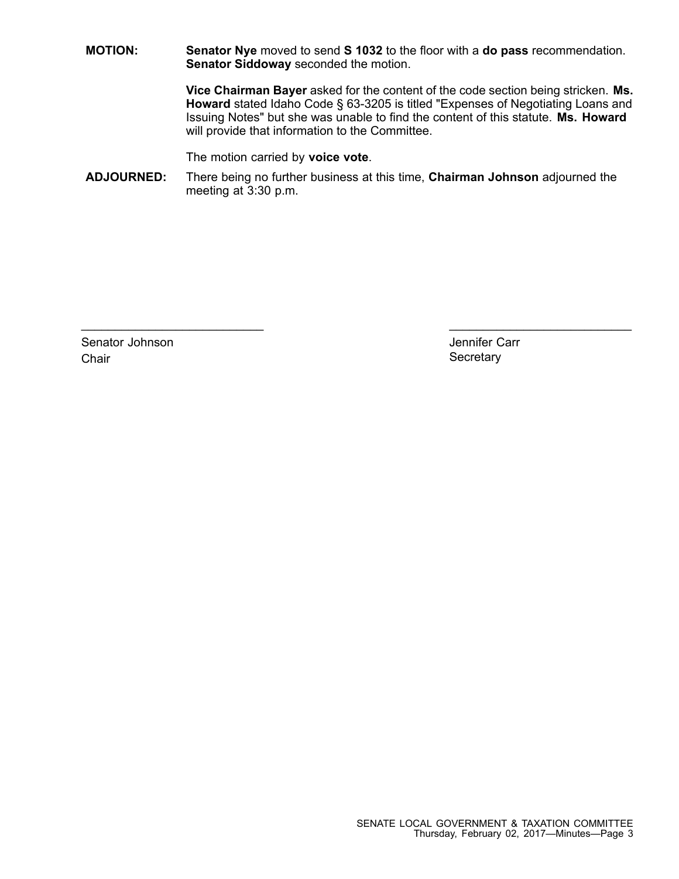**MOTION:** **Senator Nye** moved to send **S 1032** to the floor with a **do pass** recommendation. **Senator Siddoway** seconded the motion.

**Vice Chairman Bayer** asked for the content of the code section being stricken. **Ms. Howard** stated Idaho Code § 63-3205 is titled "Expenses of Negotiating Loans and Issuing Notes" but she was unable to find the content of this statute. **Ms. Howard** will provide that information to the Committee.

The motion carried by **voice vote**.

**ADJOURNED:** There being no further business at this time, **Chairman Johnson** adjourned the meeting at 3:30 p.m.

___________________________

Senator Johnson
Chair

___________________________

Jennifer Carr
Secretary